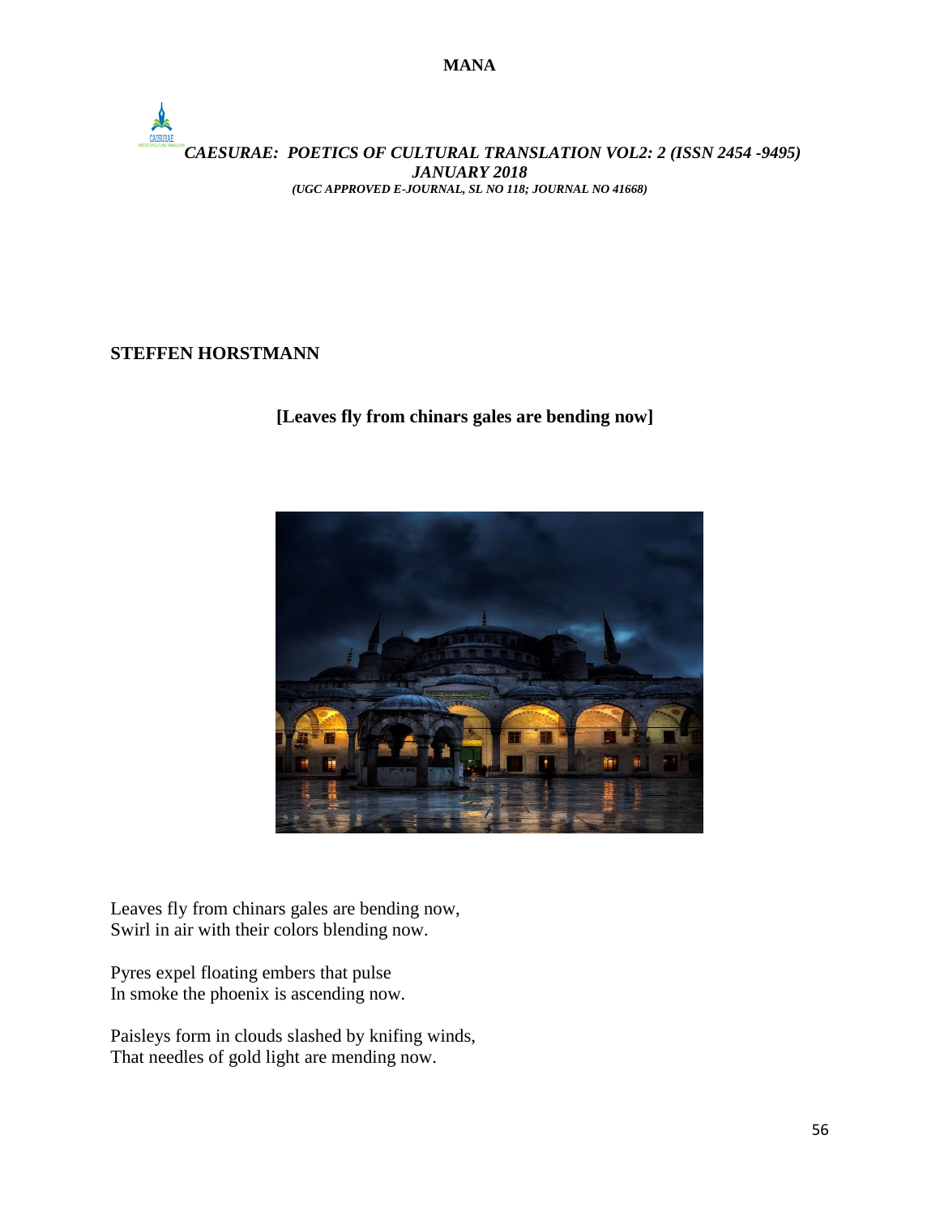## STEFFEN HORSTMANN

### [Leaves fly from chinars gales are bending now]

Leaves fly from chinars gales are bending now,  
Swirl in air with their colors blending now.

Pyres expel floating embers that pulse  
In smoke the phoenix is ascending now.

Paisleys form in clouds slashed by knifing winds,  
That needles of gold light are mending now.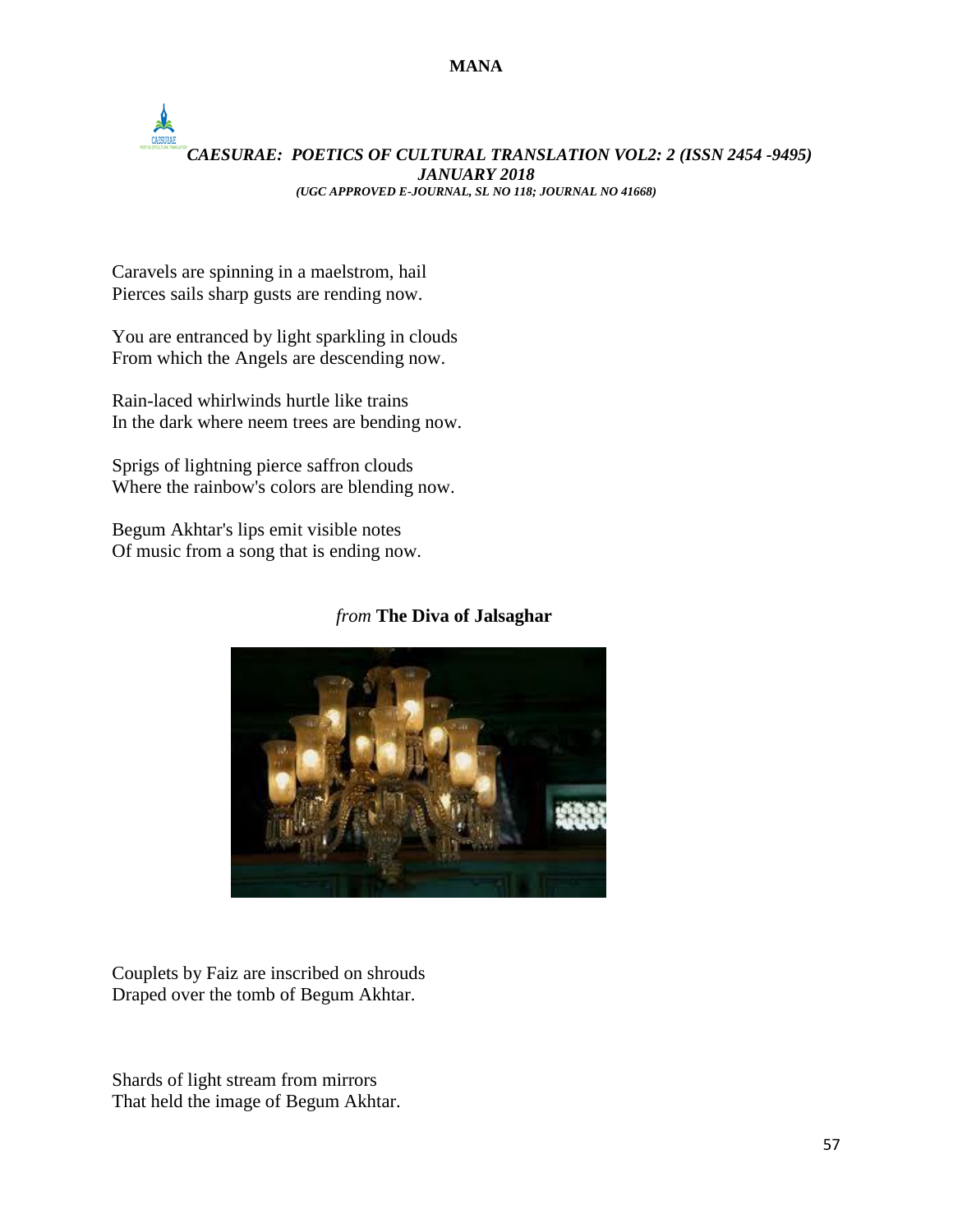Caravels are spinning in a maelstrom, hail
Pierces sails sharp gusts are rending now.

You are entranced by light sparkling in clouds
From which the Angels are descending now.

Rain-laced whirlwinds hurtle like trains
In the dark where neem trees are bending now.

Sprigs of lightning pierce saffron clouds
Where the rainbow's colors are blending now.

Begum Akhtar's lips emit visible notes
Of music from a song that is ending now.

### *from* **The Diva of Jalsaghar**

Couplets by Faiz are inscribed on shrouds
Draped over the tomb of Begum Akhtar.

Shards of light stream from mirrors
That held the image of Begum Akhtar.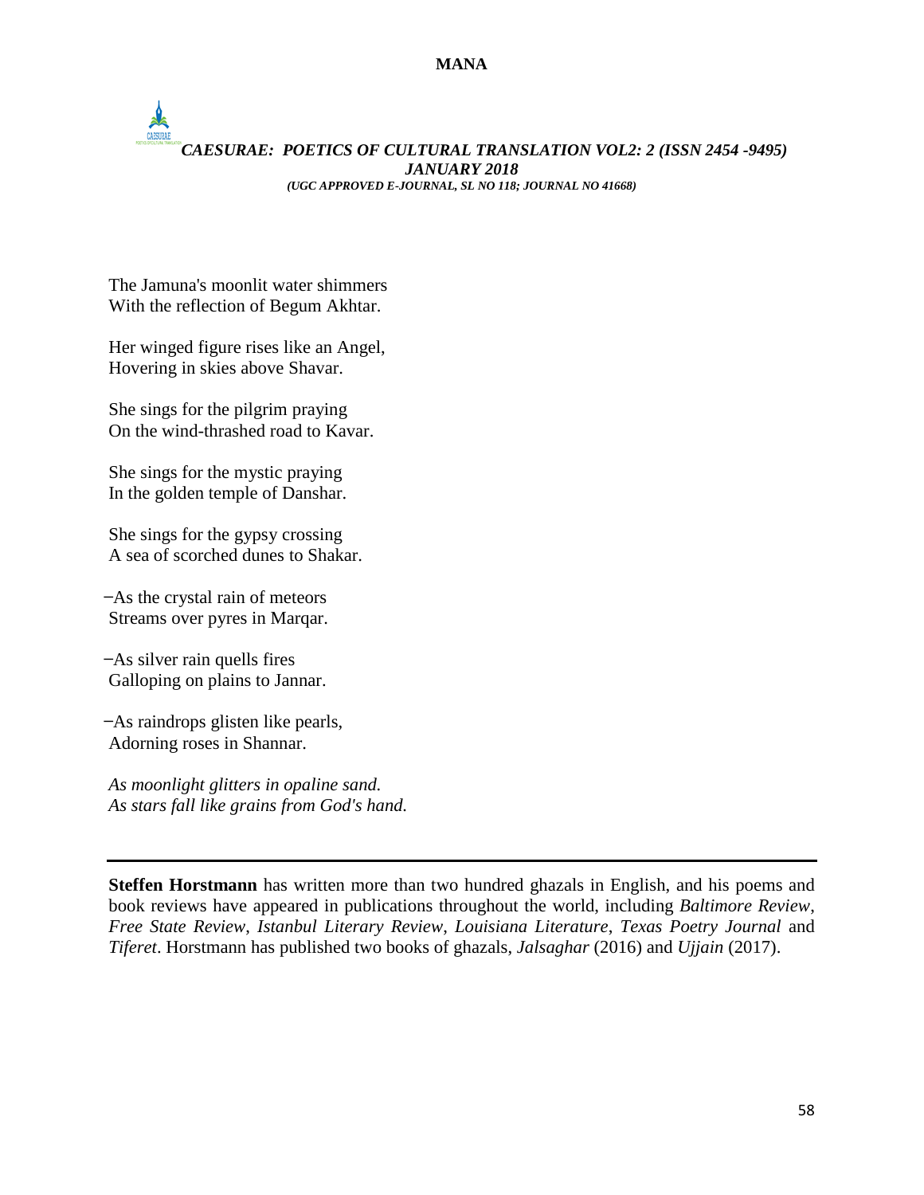The Jamuna's moonlit water shimmers
With the reflection of Begum Akhtar.

Her winged figure rises like an Angel,
Hovering in skies above Shavar.

She sings for the pilgrim praying
On the wind-thrashed road to Kavar.

She sings for the mystic praying
In the golden temple of Danshar.

She sings for the gypsy crossing
A sea of scorched dunes to Shakar.

−As the crystal rain of meteors
Streams over pyres in Marqar.

−As silver rain quells fires
Galloping on plains to Jannar.

−As raindrops glisten like pearls,
Adorning roses in Shannar.

*As moonlight glitters in opaline sand.*
*As stars fall like grains from God's hand.*

---

**Steffen Horstmann** has written more than two hundred ghazals in English, and his poems and book reviews have appeared in publications throughout the world, including *Baltimore Review*, *Free State Review*, *Istanbul Literary Review*, *Louisiana Literature*, *Texas Poetry Journal* and *Tiferet*. Horstmann has published two books of ghazals, *Jalsaghar* (2016) and *Ujjain* (2017).